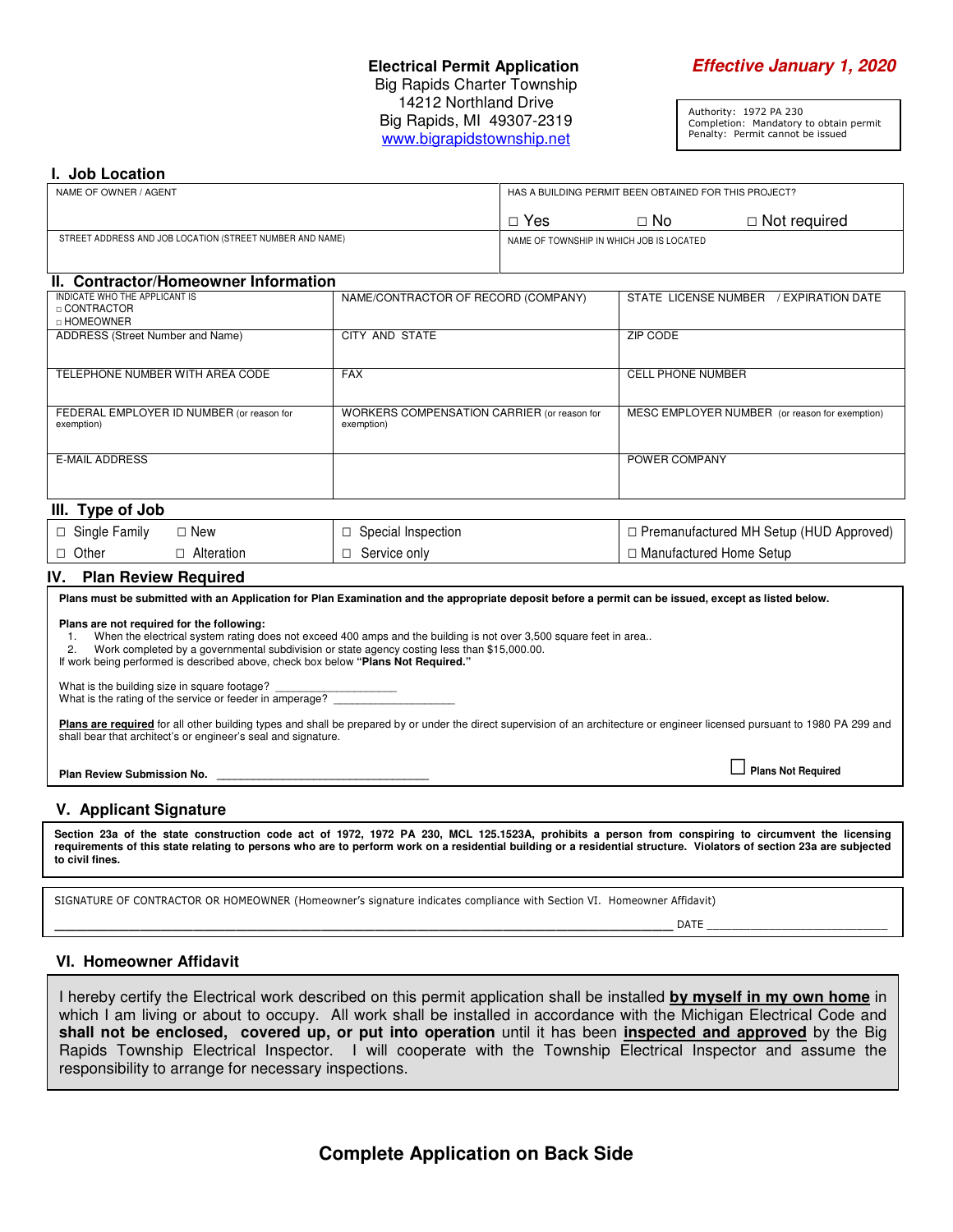**Electrical Permit Application**
Big Rapids Charter Township
14212 Northland Drive
Big Rapids, MI 49307-2319
www.bigrapidstownship.net

***Effective January 1, 2020***

Authority: 1972 PA 230
Completion: Mandatory to obtain permit
Penalty: Permit cannot be issued

## I. Job Location

| NAME OF OWNER / AGENT | HAS A BUILDING PERMIT BEEN OBTAINED FOR THIS PROJECT? ☐ Yes ☐ No ☐ Not required |
|---|---|
| STREET ADDRESS AND JOB LOCATION (STREET NUMBER AND NAME) | NAME OF TOWNSHIP IN WHICH JOB IS LOCATED |

## II. Contractor/Homeowner Information

| INDICATE WHO THE APPLICANT IS ☐ CONTRACTOR ☐ HOMEOWNER | NAME/CONTRACTOR OF RECORD (COMPANY) | STATE LICENSE NUMBER / EXPIRATION DATE |
|---|---|---|
| ADDRESS (Street Number and Name) | CITY AND STATE | ZIP CODE |
| TELEPHONE NUMBER WITH AREA CODE | FAX | CELL PHONE NUMBER |
| FEDERAL EMPLOYER ID NUMBER (or reason for exemption) | WORKERS COMPENSATION CARRIER (or reason for exemption) | MESC EMPLOYER NUMBER (or reason for exemption) |
| E-MAIL ADDRESS | | POWER COMPANY |

## III. Type of Job

| | | |
|---|---|---|
| ☐ Single Family ☐ New | ☐ Special Inspection | ☐ Premanufactured MH Setup (HUD Approved) |
| ☐ Other ☐ Alteration | ☐ Service only | ☐ Manufactured Home Setup |

## IV. Plan Review Required

**Plans must be submitted with an Application for Plan Examination and the appropriate deposit before a permit can be issued, except as listed below.**

**Plans are not required for the following:**

1. When the electrical system rating does not exceed 400 amps and the building is not over 3,500 square feet in area..
2. Work completed by a governmental subdivision or state agency costing less than $15,000.00.

If work being performed is described above, check box below **"Plans Not Required."**

What is the building size in square footage? ___________________
What is the rating of the service or feeder in amperage? ___________________

**Plans are required** for all other building types and shall be prepared by or under the direct supervision of an architecture or engineer licensed pursuant to 1980 PA 299 and shall bear that architect's or engineer's seal and signature.

**Plan Review Submission No.** ________________________________

☐ **Plans Not Required**

## V. Applicant Signature

**Section 23a of the state construction code act of 1972, 1972 PA 230, MCL 125.1523A, prohibits a person from conspiring to circumvent the licensing requirements of this state relating to persons who are to perform work on a residential building or a residential structure. Violators of section 23a are subjected to civil fines.**

SIGNATURE OF CONTRACTOR OR HOMEOWNER (Homeowner's signature indicates compliance with Section VI. Homeowner Affidavit)

______________________________________________________________ DATE ____________________________

## VI. Homeowner Affidavit

I hereby certify the Electrical work described on this permit application shall be installed **by myself in my own home** in which I am living or about to occupy. All work shall be installed in accordance with the Michigan Electrical Code and **shall not be enclosed, covered up, or put into operation** until it has been **inspected and approved** by the Big Rapids Township Electrical Inspector. I will cooperate with the Township Electrical Inspector and assume the responsibility to arrange for necessary inspections.

**Complete Application on Back Side**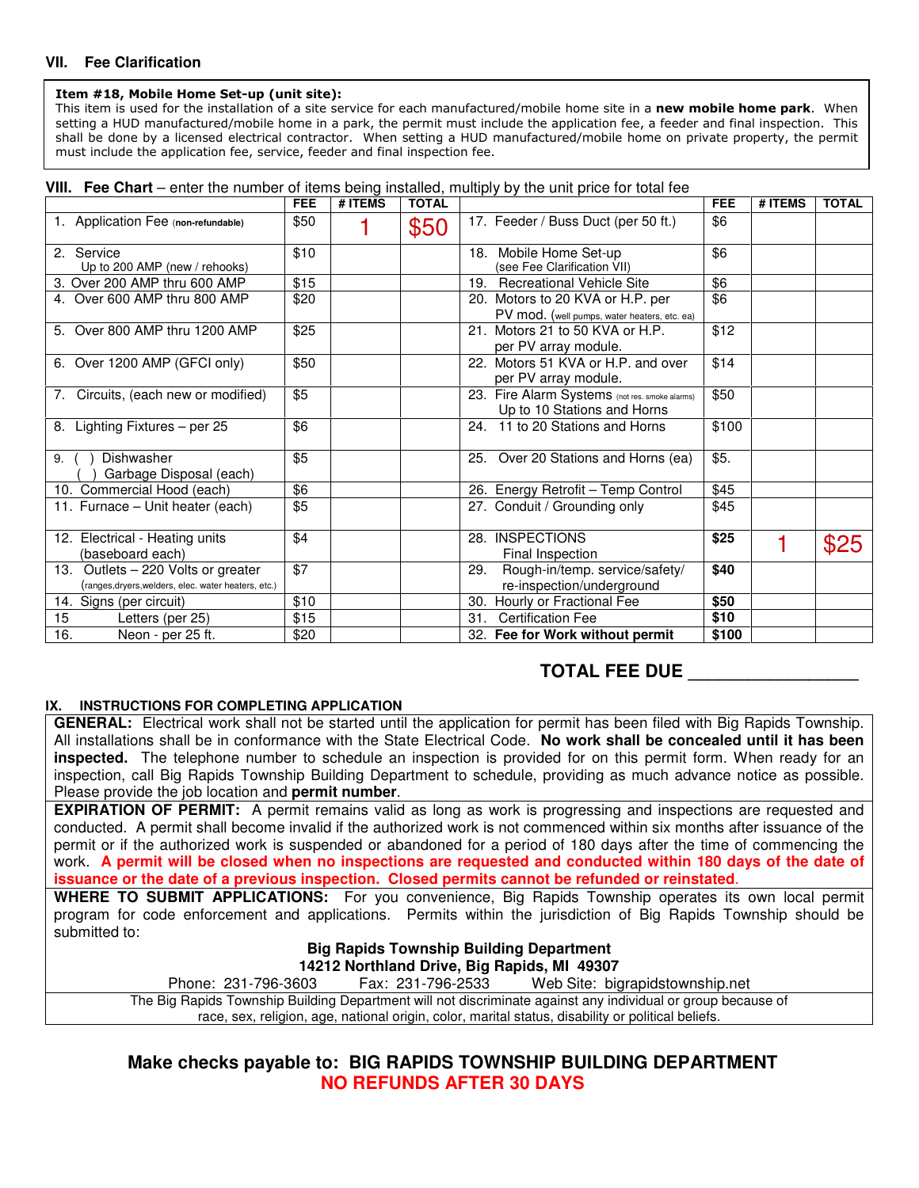## VII. Fee Clarification

**Item #18, Mobile Home Set-up (unit site):**
This item is used for the installation of a site service for each manufactured/mobile home site in a **new mobile home park**. When setting a HUD manufactured/mobile home in a park, the permit must include the application fee, a feeder and final inspection. This shall be done by a licensed electrical contractor. When setting a HUD manufactured/mobile home on private property, the permit must include the application fee, service, feeder and final inspection fee.

## VIII. Fee Chart – enter the number of items being installed, multiply by the unit price for total fee

| | FEE | # ITEMS | TOTAL | | FEE | # ITEMS | TOTAL |
|---|---|---|---|---|---|---|---|
| 1. Application Fee (non-refundable) | $50 | 1 | $50 | 17. Feeder / Buss Duct (per 50 ft.) | $6 | | |
| 2. Service Up to 200 AMP (new / rehooks) | $10 | | | 18. Mobile Home Set-up (see Fee Clarification VII) | $6 | | |
| 3. Over 200 AMP thru 600 AMP | $15 | | | 19. Recreational Vehicle Site | $6 | | |
| 4. Over 600 AMP thru 800 AMP | $20 | | | 20. Motors to 20 KVA or H.P. per PV mod. (well pumps, water heaters, etc. ea) | $6 | | |
| 5. Over 800 AMP thru 1200 AMP | $25 | | | 21. Motors 21 to 50 KVA or H.P. per PV array module. | $12 | | |
| 6. Over 1200 AMP (GFCI only) | $50 | | | 22. Motors 51 KVA or H.P. and over per PV array module. | $14 | | |
| 7. Circuits, (each new or modified) | $5 | | | 23. Fire Alarm Systems (not res. smoke alarms) Up to 10 Stations and Horns | $50 | | |
| 8. Lighting Fixtures – per 25 | $6 | | | 24. 11 to 20 Stations and Horns | $100 | | |
| 9. ( ) Dishwasher ( ) Garbage Disposal (each) | $5 | | | 25. Over 20 Stations and Horns (ea) | $5. | | |
| 10. Commercial Hood (each) | $6 | | | 26. Energy Retrofit – Temp Control | $45 | | |
| 11. Furnace – Unit heater (each) | $5 | | | 27. Conduit / Grounding only | $45 | | |
| 12. Electrical - Heating units (baseboard each) | $4 | | | 28. INSPECTIONS Final Inspection | **$25** | 1 | $25 |
| 13. Outlets – 220 Volts or greater (ranges,dryers,welders, elec. water heaters, etc.) | $7 | | | 29. Rough-in/temp. service/safety/ re-inspection/underground | **$40** | | |
| 14. Signs (per circuit) | $10 | | | 30. Hourly or Fractional Fee | **$50** | | |
| 15 Letters (per 25) | $15 | | | 31. Certification Fee | **$10** | | |
| 16. Neon - per 25 ft. | $20 | | | 32. **Fee for Work without permit** | **$100** | | |

**TOTAL FEE DUE _______________**

## IX. INSTRUCTIONS FOR COMPLETING APPLICATION

**GENERAL:** Electrical work shall not be started until the application for permit has been filed with Big Rapids Township. All installations shall be in conformance with the State Electrical Code. **No work shall be concealed until it has been inspected.** The telephone number to schedule an inspection is provided for on this permit form. When ready for an inspection, call Big Rapids Township Building Department to schedule, providing as much advance notice as possible. Please provide the job location and **permit number**.

**EXPIRATION OF PERMIT:** A permit remains valid as long as work is progressing and inspections are requested and conducted. A permit shall become invalid if the authorized work is not commenced within six months after issuance of the permit or if the authorized work is suspended or abandoned for a period of 180 days after the time of commencing the work. **A permit will be closed when no inspections are requested and conducted within 180 days of the date of issuance or the date of a previous inspection. Closed permits cannot be refunded or reinstated.**

**WHERE TO SUBMIT APPLICATIONS:** For you convenience, Big Rapids Township operates its own local permit program for code enforcement and applications. Permits within the jurisdiction of Big Rapids Township should be submitted to:

**Big Rapids Township Building Department**
**14212 Northland Drive, Big Rapids, MI 49307**
Phone: 231-796-3603 Fax: 231-796-2533 Web Site: bigrapidstownship.net

The Big Rapids Township Building Department will not discriminate against any individual or group because of race, sex, religion, age, national origin, color, marital status, disability or political beliefs.

**Make checks payable to: BIG RAPIDS TOWNSHIP BUILDING DEPARTMENT**
**NO REFUNDS AFTER 30 DAYS**